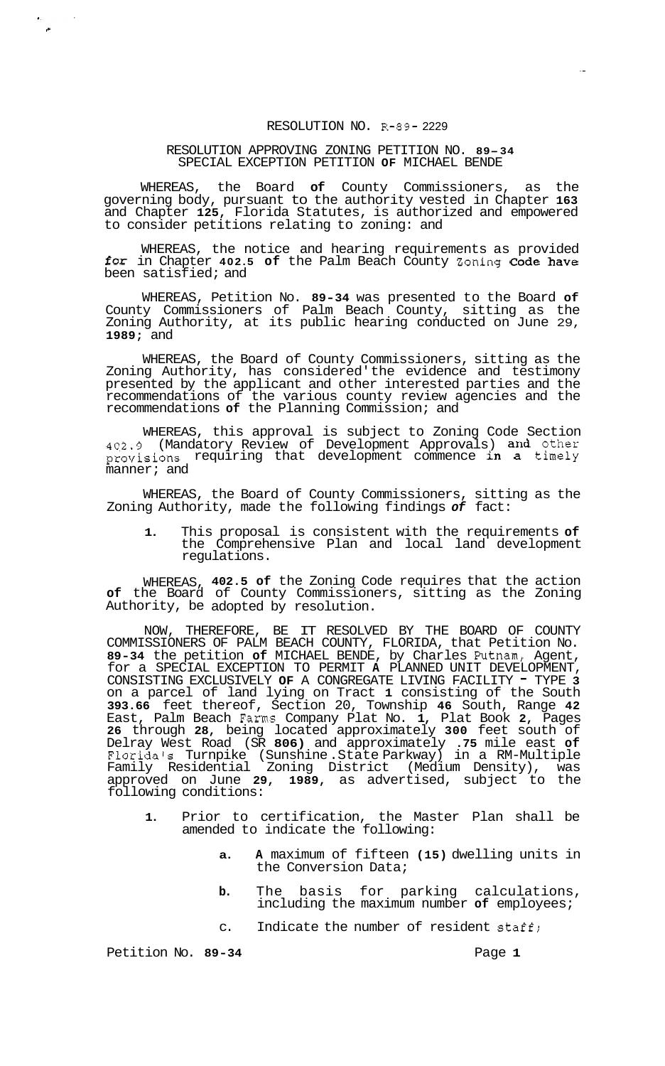RESOLUTION NO. R-89- 2229

RESOLUTION APPROVING ZONING PETITION NO. 89-34
SPECIAL EXCEPTION PETITION OF MICHAEL BENDE

WHEREAS, the Board of County Commissioners, as the governing body, pursuant to the authority vested in Chapter 163 and Chapter 125, Florida Statutes, is authorized and empowered to consider petitions relating to zoning: and

WHEREAS, the notice and hearing requirements as provided for in Chapter 402.5 of the Palm Beach County Zoning Code have been satisfied; and

WHEREAS, Petition No. 89-34 was presented to the Board of County Commissioners of Palm Beach County, sitting as the Zoning Authority, at its public hearing conducted on June 29, 1989; and

WHEREAS, the Board of County Commissioners, sitting as the Zoning Authority, has considered'the evidence and testimony presented by the applicant and other interested parties and the recommendations of the various county review agencies and the recommendations of the Planning Commission; and

WHEREAS, this approval is subject to Zoning Code Section 402.9 (Mandatory Review of Development Approvals) and other provisions requiring that development commence in a timely manner; and

WHEREAS, the Board of County Commissioners, sitting as the Zoning Authority, made the following findings of fact:

1. This proposal is consistent with the requirements of the Comprehensive Plan and local land development regulations.

WHEREAS, 402.5 of the Zoning Code requires that the action of the Board of County Commissioners, sitting as the Zoning Authority, be adopted by resolution.

NOW, THEREFORE, BE IT RESOLVED BY THE BOARD OF COUNTY COMMISSIONERS OF PALM BEACH COUNTY, FLORIDA, that Petition No. 89-34 the petition of MICHAEL BENDE, by Charles Putnam, Agent, for a SPECIAL EXCEPTION TO PERMIT A PLANNED UNIT DEVELOPMENT, CONSISTING EXCLUSIVELY OF A CONGREGATE LIVING FACILITY - TYPE 3 on a parcel of land lying on Tract 1 consisting of the South 393.66 feet thereof, Section 20, Township 46 South, Range 42 East, Palm Beach Farms Company Plat No. 1, Plat Book 2, Pages 26 through 28, being located approximately 300 feet south of Delray West Road (SR 806) and approximately .75 mile east of Florida's Turnpike (Sunshine.State Parkway) in a RM-Multiple Family Residential Zoning District (Medium Density), was approved on June 29, 1989, as advertised, subject to the following conditions:

1. Prior to certification, the Master Plan shall be amended to indicate the following:

   a. A maximum of fifteen (15) dwelling units in the Conversion Data;

   b. The basis for parking calculations, including the maximum number of employees;

   c. Indicate the number of resident staff;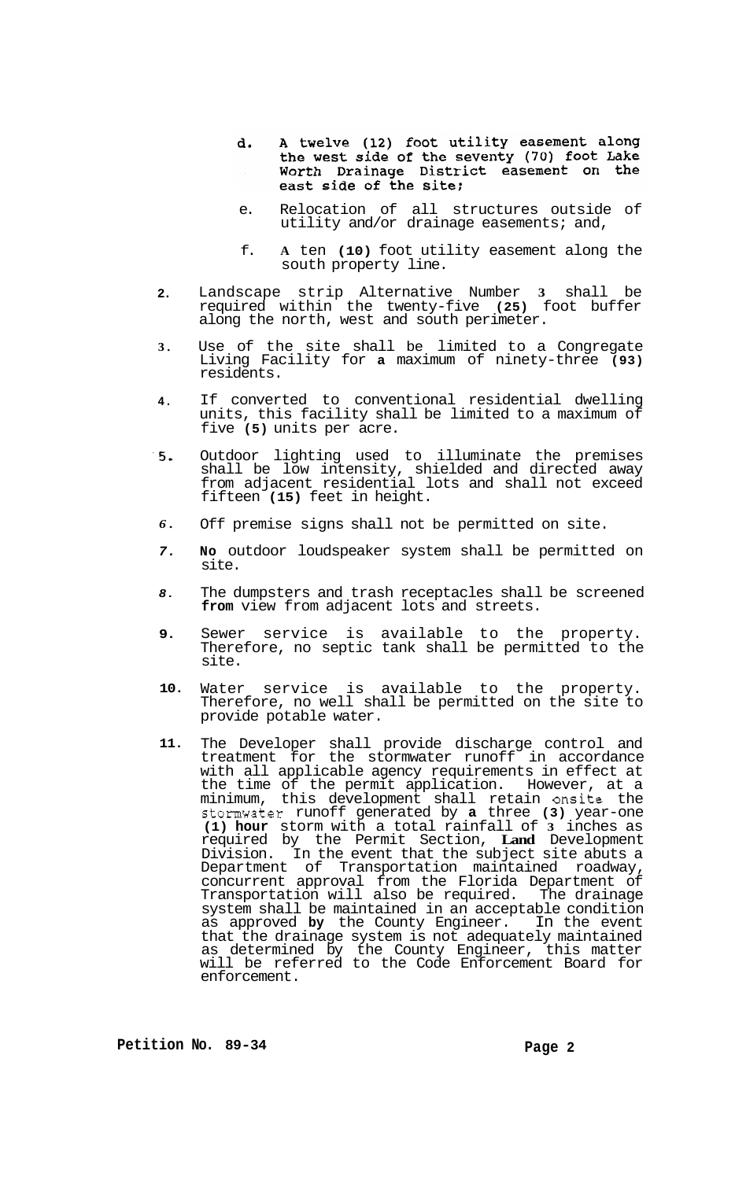d. A twelve (12) foot utility easement along the west side of the seventy (70) foot Lake Worth Drainage District easement on the east side of the site;

e. Relocation of all structures outside of utility and/or drainage easements; and,

f. A ten (10) foot utility easement along the south property line.

2. Landscape strip Alternative Number 3 shall be required within the twenty-five (25) foot buffer along the north, west and south perimeter.

3. Use of the site shall be limited to a Congregate Living Facility for a maximum of ninety-three (93) residents.

4. If converted to conventional residential dwelling units, this facility shall be limited to a maximum of five (5) units per acre.

5. Outdoor lighting used to illuminate the premises shall be low intensity, shielded and directed away from adjacent residential lots and shall not exceed fifteen (15) feet in height.

6. Off premise signs shall not be permitted on site.

7. No outdoor loudspeaker system shall be permitted on site.

8. The dumpsters and trash receptacles shall be screened from view from adjacent lots and streets.

9. Sewer service is available to the property. Therefore, no septic tank shall be permitted to the site.

10. Water service is available to the property. Therefore, no well shall be permitted on the site to provide potable water.

11. The Developer shall provide discharge control and treatment for the stormwater runoff in accordance with all applicable agency requirements in effect at the time of the permit application. However, at a minimum, this development shall retain onsite the stormwater runoff generated by a three (3) year-one (1) hour storm with a total rainfall of 3 inches as required by the Permit Section, Land Development Division. In the event that the subject site abuts a Department of Transportation maintained roadway, concurrent approval from the Florida Department of Transportation will also be required. The drainage system shall be maintained in an acceptable condition as approved by the County Engineer. In the event that the drainage system is not adequately maintained as determined by the County Engineer, this matter will be referred to the Code Enforcement Board for enforcement.

**Petition No. 89-34**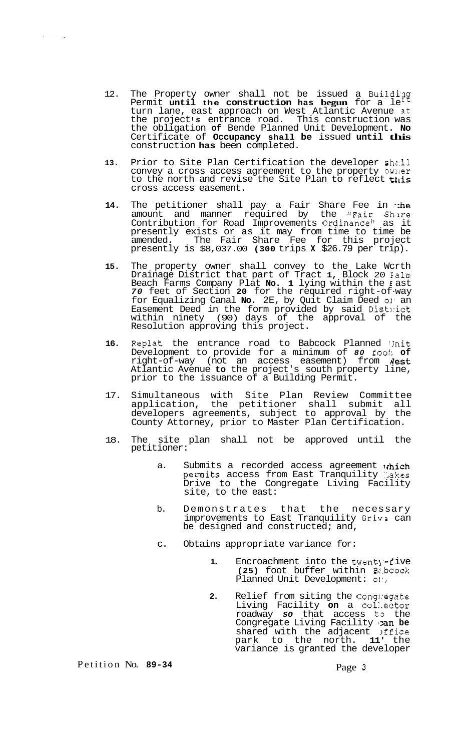12. The Property owner shall not be issued a Building Permit **until the construction has begun** for a left turn lane, east approach on West Atlantic Avenue at the project's entrance road. This construction was the obligation **of** Bende Planned Unit Development. **No** Certificate of **Occupancy shall be** issued **until this** construction **has** been completed.

13. Prior to Site Plan Certification the developer shall convey a cross access agreement to the property owner to the north and revise the Site Plan to reflect this cross access easement.

14. The petitioner shall pay a Fair Share Fee in the amount and manner required by the "Fair Share Contribution for Road Improvements Ordinance" as it presently exists or as it may from time to time be amended. The Fair Share Fee for this project presently is $8,037.00 **(300** trips **X** $26.79 per trip).

15. The property owner shall convey to the Lake Worth Drainage District that part of Tract **1**, Block 20 Palm Beach Farms Company Plat **No. 1** lying within the East ***70*** feet of Section **20** for the required right-of-way for Equalizing Canal **No.** 2E, by Quit Claim Deed or an Easement Deed in the form provided by said District within ninety (90) days of the approval of the Resolution approving this project.

16. Replat the entrance road to Babcock Planned Unit Development to provide for a minimum of ***80*** foot **of** right-of-way (not an access easement) from West Atlantic Avenue **to** the project's south property line, prior to the issuance of a Building Permit.

17. Simultaneous with Site Plan Review Committee application, the petitioner shall submit all developers agreements, subject to approval by the County Attorney, prior to Master Plan Certification.

18. The site plan shall not be approved until the petitioner:

    a. Submits a recorded access agreement which permits access from East Tranquility Lakes Drive to the Congregate Living Facility site, to the east:

    b. Demonstrates that the necessary improvements to East Tranquility Drive can be designed and constructed; and,

    c. Obtains appropriate variance for:

        **1.** Encroachment into the twenty-five **(25)** foot buffer within Babcock Planned Unit Development: or,

        **2.** Relief from siting the Congregate Living Facility **on** a collector roadway ***so*** that access to the Congregate Living Facility **can be** shared with the adjacent office park to the north. **If** the variance is granted the developer

Petition No. **89-34**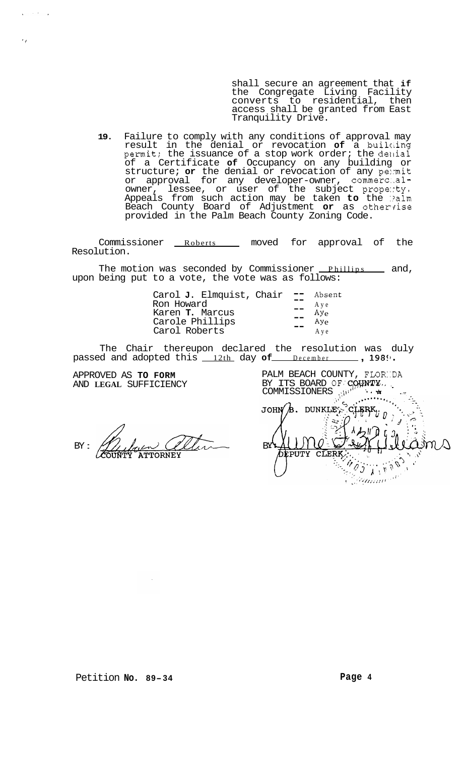shall secure an agreement that if the Congregate Living Facility converts to residential, then access shall be granted from East Tranquility Drive.

19. Failure to comply with any conditions of approval may result in the denial or revocation of a building permit; the issuance of a stop work order; the denial of a Certificate of Occupancy on any building or structure; or the denial or revocation of any permit or approval for any developer-owner, commercial-owner, lessee, or user of the subject property. Appeals from such action may be taken to the Palm Beach County Board of Adjustment or as otherwise provided in the Palm Beach County Zoning Code.

Commissioner Roberts moved for approval of the Resolution.

The motion was seconded by Commissioner Phillips and, upon being put to a vote, the vote was as follows:

| | | |
|---|---|---|
| Carol J. Elmquist, Chair | -- | Absent |
| Ron Howard | -- | Aye |
| Karen T. Marcus | -- | Aye |
| Carole Phillips | -- | Aye |
| Carol Roberts | -- | Aye |

The Chair thereupon declared the resolution was duly passed and adopted this 12th day of December, 1989.

APPROVED AS TO FORM AND LEGAL SUFFICIENCY

BY: COUNTY ATTORNEY

PALM BEACH COUNTY, FLORIDA BY ITS BOARD OF COUNTY COMMISSIONERS

JOHN B. DUNKLE, CLERK

BY: DEPUTY CLERK

Petition No. 89-34